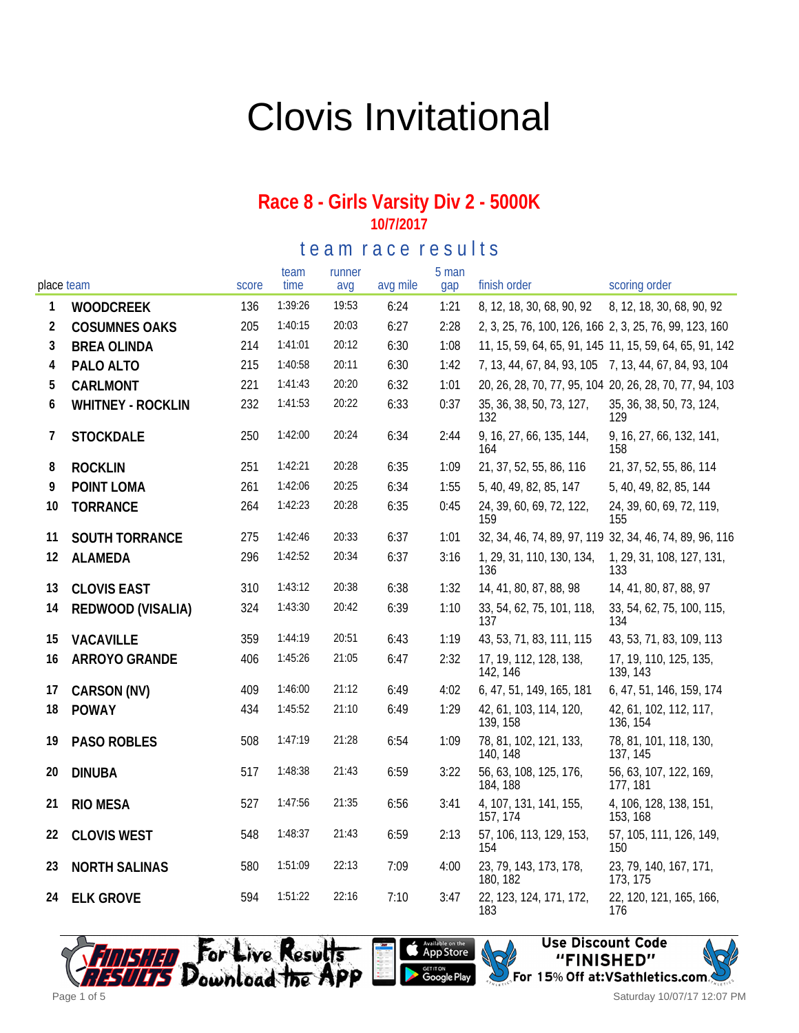# Clovis Invitational

## Race 8 - Girls Varsity Div 2 - 5000K

**10/7/2017**

### team race results

| place | team | score | team time | runner avg | avg mile | 5 man gap | finish order | scoring order |
|---|---|---|---|---|---|---|---|---|
| 1 | WOODCREEK | 136 | 1:39:26 | 19:53 | 6:24 | 1:21 | 8, 12, 18, 30, 68, 90, 92 | 8, 12, 18, 30, 68, 90, 92 |
| 2 | COSUMNES OAKS | 205 | 1:40:15 | 20:03 | 6:27 | 2:28 | 2, 3, 25, 76, 100, 126, 166 | 2, 3, 25, 76, 99, 123, 160 |
| 3 | BREA OLINDA | 214 | 1:41:01 | 20:12 | 6:30 | 1:08 | 11, 15, 59, 64, 65, 91, 145 | 11, 15, 59, 64, 65, 91, 142 |
| 4 | PALO ALTO | 215 | 1:40:58 | 20:11 | 6:30 | 1:42 | 7, 13, 44, 67, 84, 93, 105 | 7, 13, 44, 67, 84, 93, 104 |
| 5 | CARLMONT | 221 | 1:41:43 | 20:20 | 6:32 | 1:01 | 20, 26, 28, 70, 77, 95, 104 | 20, 26, 28, 70, 77, 94, 103 |
| 6 | WHITNEY - ROCKLIN | 232 | 1:41:53 | 20:22 | 6:33 | 0:37 | 35, 36, 38, 50, 73, 127, 132 | 35, 36, 38, 50, 73, 124, 129 |
| 7 | STOCKDALE | 250 | 1:42:00 | 20:24 | 6:34 | 2:44 | 9, 16, 27, 66, 135, 144, 164 | 9, 16, 27, 66, 132, 141, 158 |
| 8 | ROCKLIN | 251 | 1:42:21 | 20:28 | 6:35 | 1:09 | 21, 37, 52, 55, 86, 116 | 21, 37, 52, 55, 86, 114 |
| 9 | POINT LOMA | 261 | 1:42:06 | 20:25 | 6:34 | 1:55 | 5, 40, 49, 82, 85, 147 | 5, 40, 49, 82, 85, 144 |
| 10 | TORRANCE | 264 | 1:42:23 | 20:28 | 6:35 | 0:45 | 24, 39, 60, 69, 72, 122, 159 | 24, 39, 60, 69, 72, 119, 155 |
| 11 | SOUTH TORRANCE | 275 | 1:42:46 | 20:33 | 6:37 | 1:01 | 32, 34, 46, 74, 89, 97, 119 | 32, 34, 46, 74, 89, 96, 116 |
| 12 | ALAMEDA | 296 | 1:42:52 | 20:34 | 6:37 | 3:16 | 1, 29, 31, 110, 130, 134, 136 | 1, 29, 31, 108, 127, 131, 133 |
| 13 | CLOVIS EAST | 310 | 1:43:12 | 20:38 | 6:38 | 1:32 | 14, 41, 80, 87, 88, 98 | 14, 41, 80, 87, 88, 97 |
| 14 | REDWOOD (VISALIA) | 324 | 1:43:30 | 20:42 | 6:39 | 1:10 | 33, 54, 62, 75, 101, 118, 137 | 33, 54, 62, 75, 100, 115, 134 |
| 15 | VACAVILLE | 359 | 1:44:19 | 20:51 | 6:43 | 1:19 | 43, 53, 71, 83, 111, 115 | 43, 53, 71, 83, 109, 113 |
| 16 | ARROYO GRANDE | 406 | 1:45:26 | 21:05 | 6:47 | 2:32 | 17, 19, 112, 128, 138, 142, 146 | 17, 19, 110, 125, 135, 139, 143 |
| 17 | CARSON (NV) | 409 | 1:46:00 | 21:12 | 6:49 | 4:02 | 6, 47, 51, 149, 165, 181 | 6, 47, 51, 146, 159, 174 |
| 18 | POWAY | 434 | 1:45:52 | 21:10 | 6:49 | 1:29 | 42, 61, 103, 114, 120, 139, 158 | 42, 61, 102, 112, 117, 136, 154 |
| 19 | PASO ROBLES | 508 | 1:47:19 | 21:28 | 6:54 | 1:09 | 78, 81, 102, 121, 133, 140, 148 | 78, 81, 101, 118, 130, 137, 145 |
| 20 | DINUBA | 517 | 1:48:38 | 21:43 | 6:59 | 3:22 | 56, 63, 108, 125, 176, 184, 188 | 56, 63, 107, 122, 169, 177, 181 |
| 21 | RIO MESA | 527 | 1:47:56 | 21:35 | 6:56 | 3:41 | 4, 107, 131, 141, 155, 157, 174 | 4, 106, 128, 138, 151, 153, 168 |
| 22 | CLOVIS WEST | 548 | 1:48:37 | 21:43 | 6:59 | 2:13 | 57, 106, 113, 129, 153, 154 | 57, 105, 111, 126, 149, 150 |
| 23 | NORTH SALINAS | 580 | 1:51:09 | 22:13 | 7:09 | 4:00 | 23, 79, 143, 173, 178, 180, 182 | 23, 79, 140, 167, 171, 173, 175 |
| 24 | ELK GROVE | 594 | 1:51:22 | 22:16 | 7:10 | 3:47 | 22, 123, 124, 171, 172, 183 | 22, 120, 121, 165, 166, 176 |

For Live Results Download the App — Available on the App Store / Get it on Google Play

Use Discount Code "FINISHED" For 15% Off at:VSathletics.com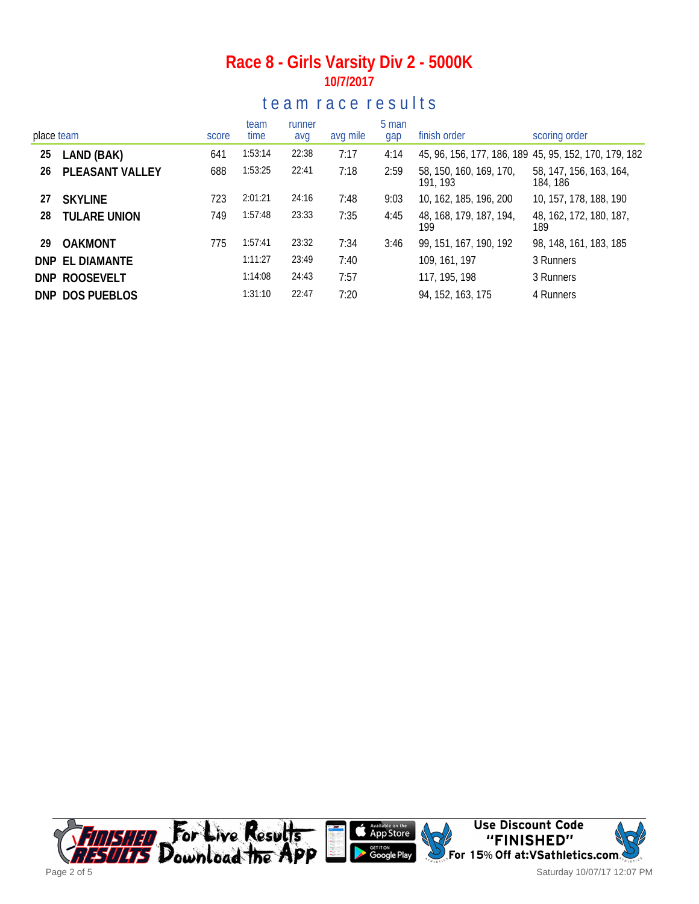# Race 8 - Girls Varsity Div 2 - 5000K

**10/7/2017**

## team race results

| place | team | score | team time | runner avg | avg mile | 5 man gap | finish order | scoring order |
|---|---|---|---|---|---|---|---|---|
| 25 | **LAND (BAK)** | 641 | 1:53:14 | 22:38 | 7:17 | 4:14 | 45, 96, 156, 177, 186, 189 | 45, 95, 152, 170, 179, 182 |
| 26 | **PLEASANT VALLEY** | 688 | 1:53:25 | 22:41 | 7:18 | 2:59 | 58, 150, 160, 169, 170, 191, 193 | 58, 147, 156, 163, 164, 184, 186 |
| 27 | **SKYLINE** | 723 | 2:01:21 | 24:16 | 7:48 | 9:03 | 10, 162, 185, 196, 200 | 10, 157, 178, 188, 190 |
| 28 | **TULARE UNION** | 749 | 1:57:48 | 23:33 | 7:35 | 4:45 | 48, 168, 179, 187, 194, 199 | 48, 162, 172, 180, 187, 189 |
| 29 | **OAKMONT** | 775 | 1:57:41 | 23:32 | 7:34 | 3:46 | 99, 151, 167, 190, 192 | 98, 148, 161, 183, 185 |
| DNP | **EL DIAMANTE** | | 1:11:27 | 23:49 | 7:40 | | 109, 161, 197 | 3 Runners |
| DNP | **ROOSEVELT** | | 1:14:08 | 24:43 | 7:57 | | 117, 195, 198 | 3 Runners |
| DNP | **DOS PUEBLOS** | | 1:31:10 | 22:47 | 7:20 | | 94, 152, 163, 175 | 4 Runners |

Finished Results — For Live Results Download the App — Available on the App Store — Get it on Google Play

Use Discount Code "FINISHED" For 15% Off at: VSathletics.com

Saturday 10/07/17 12:07 PM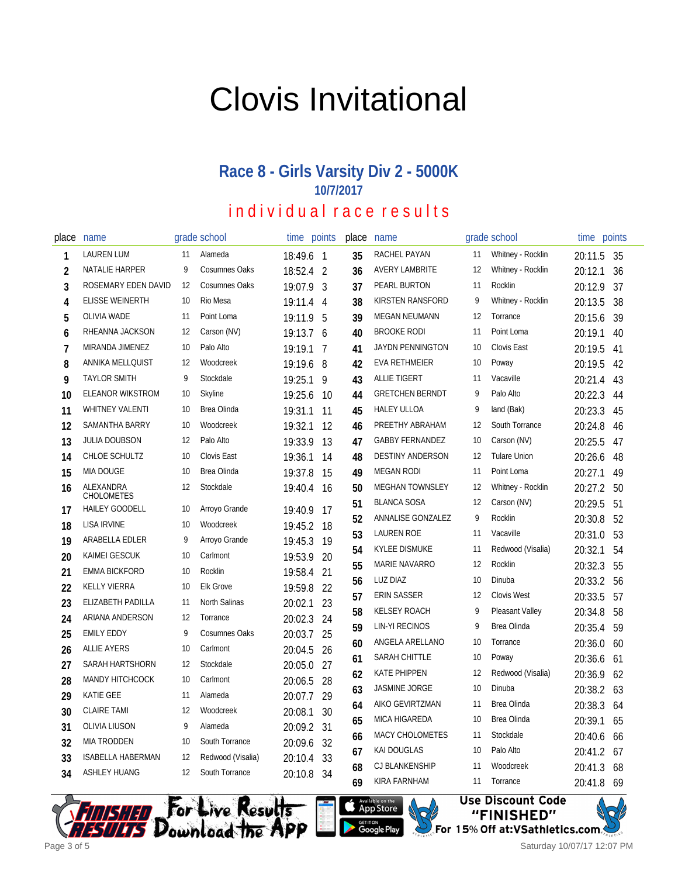# Clovis Invitational

## Race 8 - Girls Varsity Div 2 - 5000K

### 10/7/2017

### individual race results

| place | name | grade | school | time | points |
|---|---|---|---|---|---|
| 1 | LAUREN LUM | 11 | Alameda | 18:49.6 | 1 |
| 2 | NATALIE HARPER | 9 | Cosumnes Oaks | 18:52.4 | 2 |
| 3 | ROSEMARY EDEN DAVID | 12 | Cosumnes Oaks | 19:07.9 | 3 |
| 4 | ELISSE WEINERTH | 10 | Rio Mesa | 19:11.4 | 4 |
| 5 | OLIVIA WADE | 11 | Point Loma | 19:11.9 | 5 |
| 6 | RHEANNA JACKSON | 12 | Carson (NV) | 19:13.7 | 6 |
| 7 | MIRANDA JIMENEZ | 10 | Palo Alto | 19:19.1 | 7 |
| 8 | ANNIKA MELLQUIST | 12 | Woodcreek | 19:19.6 | 8 |
| 9 | TAYLOR SMITH | 9 | Stockdale | 19:25.1 | 9 |
| 10 | ELEANOR WIKSTROM | 10 | Skyline | 19:25.6 | 10 |
| 11 | WHITNEY VALENTI | 10 | Brea Olinda | 19:31.1 | 11 |
| 12 | SAMANTHA BARRY | 10 | Woodcreek | 19:32.1 | 12 |
| 13 | JULIA DOUBSON | 12 | Palo Alto | 19:33.9 | 13 |
| 14 | CHLOE SCHULTZ | 10 | Clovis East | 19:36.1 | 14 |
| 15 | MIA DOUGE | 10 | Brea Olinda | 19:37.8 | 15 |
| 16 | ALEXANDRA CHOLOMETES | 12 | Stockdale | 19:40.4 | 16 |
| 17 | HAILEY GOODELL | 10 | Arroyo Grande | 19:40.9 | 17 |
| 18 | LISA IRVINE | 10 | Woodcreek | 19:45.2 | 18 |
| 19 | ARABELLA EDLER | 9 | Arroyo Grande | 19:45.3 | 19 |
| 20 | KAIMEI GESCUK | 10 | Carlmont | 19:53.9 | 20 |
| 21 | EMMA BICKFORD | 10 | Rocklin | 19:58.4 | 21 |
| 22 | KELLY VIERRA | 10 | Elk Grove | 19:59.8 | 22 |
| 23 | ELIZABETH PADILLA | 11 | North Salinas | 20:02.1 | 23 |
| 24 | ARIANA ANDERSON | 12 | Torrance | 20:02.3 | 24 |
| 25 | EMILY EDDY | 9 | Cosumnes Oaks | 20:03.7 | 25 |
| 26 | ALLIE AYERS | 10 | Carlmont | 20:04.5 | 26 |
| 27 | SARAH HARTSHORN | 12 | Stockdale | 20:05.0 | 27 |
| 28 | MANDY HITCHCOCK | 10 | Carlmont | 20:06.5 | 28 |
| 29 | KATIE GEE | 11 | Alameda | 20:07.7 | 29 |
| 30 | CLAIRE TAMI | 12 | Woodcreek | 20:08.1 | 30 |
| 31 | OLIVIA LIUSON | 9 | Alameda | 20:09.2 | 31 |
| 32 | MIA TRODDEN | 10 | South Torrance | 20:09.6 | 32 |
| 33 | ISABELLA HABERMAN | 12 | Redwood (Visalia) | 20:10.4 | 33 |
| 34 | ASHLEY HUANG | 12 | South Torrance | 20:10.8 | 34 |
| 35 | RACHEL PAYAN | 11 | Whitney - Rocklin | 20:11.5 | 35 |
| 36 | AVERY LAMBRITE | 12 | Whitney - Rocklin | 20:12.1 | 36 |
| 37 | PEARL BURTON | 11 | Rocklin | 20:12.9 | 37 |
| 38 | KIRSTEN RANSFORD | 9 | Whitney - Rocklin | 20:13.5 | 38 |
| 39 | MEGAN NEUMANN | 12 | Torrance | 20:15.6 | 39 |
| 40 | BROOKE RODI | 11 | Point Loma | 20:19.1 | 40 |
| 41 | JAYDN PENNINGTON | 10 | Clovis East | 20:19.5 | 41 |
| 42 | EVA RETHMEIER | 10 | Poway | 20:19.5 | 42 |
| 43 | ALLIE TIGERT | 11 | Vacaville | 20:21.4 | 43 |
| 44 | GRETCHEN BERNDT | 9 | Palo Alto | 20:22.3 | 44 |
| 45 | HALEY ULLOA | 9 | land (Bak) | 20:23.3 | 45 |
| 46 | PREETHY ABRAHAM | 12 | South Torrance | 20:24.8 | 46 |
| 47 | GABBY FERNANDEZ | 10 | Carson (NV) | 20:25.5 | 47 |
| 48 | DESTINY ANDERSON | 12 | Tulare Union | 20:26.6 | 48 |
| 49 | MEGAN RODI | 11 | Point Loma | 20:27.1 | 49 |
| 50 | MEGHAN TOWNSLEY | 12 | Whitney - Rocklin | 20:27.2 | 50 |
| 51 | BLANCA SOSA | 12 | Carson (NV) | 20:29.5 | 51 |
| 52 | ANNALISE GONZALEZ | 9 | Rocklin | 20:30.8 | 52 |
| 53 | LAUREN ROE | 11 | Vacaville | 20:31.0 | 53 |
| 54 | KYLEE DISMUKE | 11 | Redwood (Visalia) | 20:32.1 | 54 |
| 55 | MARIE NAVARRO | 12 | Rocklin | 20:32.3 | 55 |
| 56 | LUZ DIAZ | 10 | Dinuba | 20:33.2 | 56 |
| 57 | ERIN SASSER | 12 | Clovis West | 20:33.5 | 57 |
| 58 | KELSEY ROACH | 9 | Pleasant Valley | 20:34.8 | 58 |
| 59 | LIN-YI RECINOS | 9 | Brea Olinda | 20:35.4 | 59 |
| 60 | ANGELA ARELLANO | 10 | Torrance | 20:36.0 | 60 |
| 61 | SARAH CHITTLE | 10 | Poway | 20:36.6 | 61 |
| 62 | KATE PHIPPEN | 12 | Redwood (Visalia) | 20:36.9 | 62 |
| 63 | JASMINE JORGE | 10 | Dinuba | 20:38.2 | 63 |
| 64 | AIKO GEVIRTZMAN | 11 | Brea Olinda | 20:38.3 | 64 |
| 65 | MICA HIGAREDA | 10 | Brea Olinda | 20:39.1 | 65 |
| 66 | MACY CHOLOMETES | 11 | Stockdale | 20:40.6 | 66 |
| 67 | KAI DOUGLAS | 10 | Palo Alto | 20:41.2 | 67 |
| 68 | CJ BLANKENSHIP | 11 | Woodcreek | 20:41.3 | 68 |
| 69 | KIRA FARNHAM | 11 | Torrance | 20:41.8 | 69 |

Finished Results — For Live Results Download the App — Available on the App Store — Get it on Google Play

Use Discount Code "FINISHED" For 15% Off at:VSathletics.com

Saturday 10/07/17 12:07 PM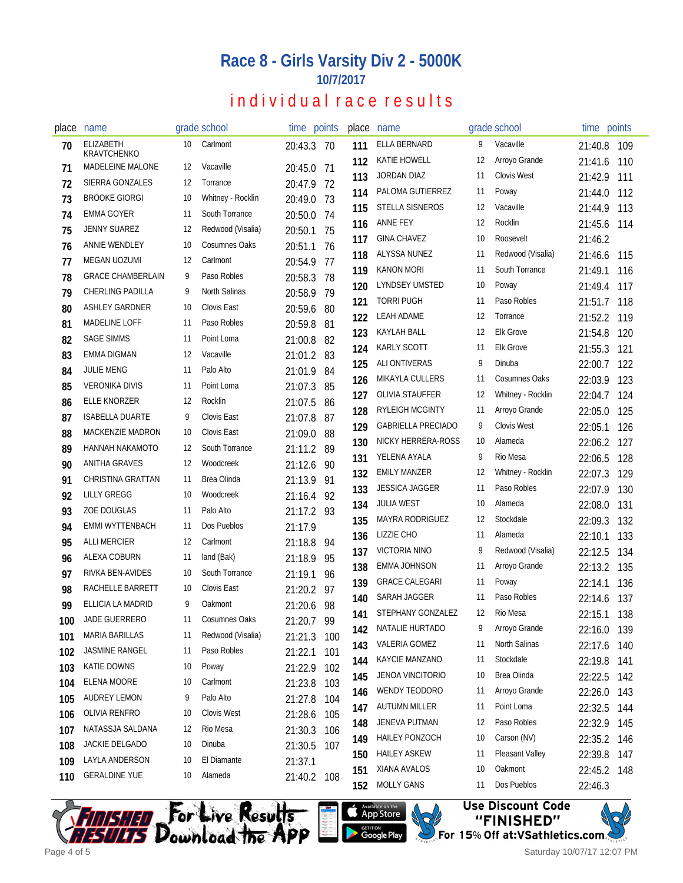# Race 8 - Girls Varsity Div 2 - 5000K

## 10/7/2017

## individual race results

| place | name | grade | school | time | points |
|---|---|---|---|---|---|
| 70 | ELIZABETH KRAVTCHENKO | 10 | Carlmont | 20:43.3 | 70 |
| 71 | MADELEINE MALONE | 12 | Vacaville | 20:45.0 | 71 |
| 72 | SIERRA GONZALES | 12 | Torrance | 20:47.9 | 72 |
| 73 | BROOKE GIORGI | 10 | Whitney - Rocklin | 20:49.0 | 73 |
| 74 | EMMA GOYER | 11 | South Torrance | 20:50.0 | 74 |
| 75 | JENNY SUAREZ | 12 | Redwood (Visalia) | 20:50.1 | 75 |
| 76 | ANNIE WENDLEY | 10 | Cosumnes Oaks | 20:51.1 | 76 |
| 77 | MEGAN UOZUMI | 12 | Carlmont | 20:54.9 | 77 |
| 78 | GRACE CHAMBERLAIN | 9 | Paso Robles | 20:58.3 | 78 |
| 79 | CHERLING PADILLA | 9 | North Salinas | 20:58.9 | 79 |
| 80 | ASHLEY GARDNER | 10 | Clovis East | 20:59.6 | 80 |
| 81 | MADELINE LOFF | 11 | Paso Robles | 20:59.8 | 81 |
| 82 | SAGE SIMMS | 11 | Point Loma | 21:00.8 | 82 |
| 83 | EMMA DIGMAN | 12 | Vacaville | 21:01.2 | 83 |
| 84 | JULIE MENG | 11 | Palo Alto | 21:01.9 | 84 |
| 85 | VERONIKA DIVIS | 11 | Point Loma | 21:07.3 | 85 |
| 86 | ELLE KNORZER | 12 | Rocklin | 21:07.5 | 86 |
| 87 | ISABELLA DUARTE | 9 | Clovis East | 21:07.8 | 87 |
| 88 | MACKENZIE MADRON | 10 | Clovis East | 21:09.0 | 88 |
| 89 | HANNAH NAKAMOTO | 12 | South Torrance | 21:11.2 | 89 |
| 90 | ANITHA GRAVES | 12 | Woodcreek | 21:12.6 | 90 |
| 91 | CHRISTINA GRATTAN | 11 | Brea Olinda | 21:13.9 | 91 |
| 92 | LILLY GREGG | 10 | Woodcreek | 21:16.4 | 92 |
| 93 | ZOE DOUGLAS | 11 | Palo Alto | 21:17.2 | 93 |
| 94 | EMMI WYTTENBACH | 11 | Dos Pueblos | 21:17.9 | |
| 95 | ALLI MERCIER | 12 | Carlmont | 21:18.8 | 94 |
| 96 | ALEXA COBURN | 11 | land (Bak) | 21:18.9 | 95 |
| 97 | RIVKA BEN-AVIDES | 10 | South Torrance | 21:19.1 | 96 |
| 98 | RACHELLE BARRETT | 10 | Clovis East | 21:20.2 | 97 |
| 99 | ELLICIA LA MADRID | 9 | Oakmont | 21:20.6 | 98 |
| 100 | JADE GUERRERO | 11 | Cosumnes Oaks | 21:20.7 | 99 |
| 101 | MARIA BARILLAS | 11 | Redwood (Visalia) | 21:21.3 | 100 |
| 102 | JASMINE RANGEL | 11 | Paso Robles | 21:22.1 | 101 |
| 103 | KATIE DOWNS | 10 | Poway | 21:22.9 | 102 |
| 104 | ELENA MOORE | 10 | Carlmont | 21:23.8 | 103 |
| 105 | AUDREY LEMON | 9 | Palo Alto | 21:27.8 | 104 |
| 106 | OLIVIA RENFRO | 10 | Clovis West | 21:28.6 | 105 |
| 107 | NATASSJA SALDANA | 12 | Rio Mesa | 21:30.3 | 106 |
| 108 | JACKIE DELGADO | 10 | Dinuba | 21:30.5 | 107 |
| 109 | LAYLA ANDERSON | 10 | El Diamante | 21:37.1 | |
| 110 | GERALDINE YUE | 10 | Alameda | 21:40.2 | 108 |
| 111 | ELLA BERNARD | 9 | Vacaville | 21:40.8 | 109 |
| 112 | KATIE HOWELL | 12 | Arroyo Grande | 21:41.6 | 110 |
| 113 | JORDAN DIAZ | 11 | Clovis West | 21:42.9 | 111 |
| 114 | PALOMA GUTIERREZ | 11 | Poway | 21:44.0 | 112 |
| 115 | STELLA SISNEROS | 12 | Vacaville | 21:44.9 | 113 |
| 116 | ANNE FEY | 12 | Rocklin | 21:45.6 | 114 |
| 117 | GINA CHAVEZ | 10 | Roosevelt | 21:46.2 | |
| 118 | ALYSSA NUNEZ | 11 | Redwood (Visalia) | 21:46.6 | 115 |
| 119 | KANON MORI | 11 | South Torrance | 21:49.1 | 116 |
| 120 | LYNDSEY UMSTED | 10 | Poway | 21:49.4 | 117 |
| 121 | TORRI PUGH | 11 | Paso Robles | 21:51.7 | 118 |
| 122 | LEAH ADAME | 12 | Torrance | 21:52.2 | 119 |
| 123 | KAYLAH BALL | 12 | Elk Grove | 21:54.8 | 120 |
| 124 | KARLY SCOTT | 11 | Elk Grove | 21:55.3 | 121 |
| 125 | ALI ONTIVERAS | 9 | Dinuba | 22:00.7 | 122 |
| 126 | MIKAYLA CULLERS | 11 | Cosumnes Oaks | 22:03.9 | 123 |
| 127 | OLIVIA STAUFFER | 12 | Whitney - Rocklin | 22:04.7 | 124 |
| 128 | RYLEIGH MCGINTY | 11 | Arroyo Grande | 22:05.0 | 125 |
| 129 | GABRIELLA PRECIADO | 9 | Clovis West | 22:05.1 | 126 |
| 130 | NICKY HERRERA-ROSS | 10 | Alameda | 22:06.2 | 127 |
| 131 | YELENA AYALA | 9 | Rio Mesa | 22:06.5 | 128 |
| 132 | EMILY MANZER | 12 | Whitney - Rocklin | 22:07.3 | 129 |
| 133 | JESSICA JAGGER | 11 | Paso Robles | 22:07.9 | 130 |
| 134 | JULIA WEST | 10 | Alameda | 22:08.0 | 131 |
| 135 | MAYRA RODRIGUEZ | 12 | Stockdale | 22:09.3 | 132 |
| 136 | LIZZIE CHO | 11 | Alameda | 22:10.1 | 133 |
| 137 | VICTORIA NINO | 9 | Redwood (Visalia) | 22:12.5 | 134 |
| 138 | EMMA JOHNSON | 11 | Arroyo Grande | 22:13.2 | 135 |
| 139 | GRACE CALEGARI | 11 | Poway | 22:14.1 | 136 |
| 140 | SARAH JAGGER | 11 | Paso Robles | 22:14.6 | 137 |
| 141 | STEPHANY GONZALEZ | 12 | Rio Mesa | 22:15.1 | 138 |
| 142 | NATALIE HURTADO | 9 | Arroyo Grande | 22:16.0 | 139 |
| 143 | VALERIA GOMEZ | 11 | North Salinas | 22:17.6 | 140 |
| 144 | KAYCIE MANZANO | 11 | Stockdale | 22:19.8 | 141 |
| 145 | JENOA VINCITORIO | 10 | Brea Olinda | 22:22.5 | 142 |
| 146 | WENDY TEODORO | 11 | Arroyo Grande | 22:26.0 | 143 |
| 147 | AUTUMN MILLER | 11 | Point Loma | 22:32.5 | 144 |
| 148 | JENEVA PUTMAN | 12 | Paso Robles | 22:32.9 | 145 |
| 149 | HAILEY PONZOCH | 10 | Carson (NV) | 22:35.2 | 146 |
| 150 | HAILEY ASKEW | 11 | Pleasant Valley | 22:39.8 | 147 |
| 151 | XIANA AVALOS | 10 | Oakmont | 22:45.2 | 148 |
| 152 | MOLLY GANS | 11 | Dos Pueblos | 22:46.3 | |

For Live Results Download the App

Use Discount Code "FINISHED" For 15% Off at:VSathletics.com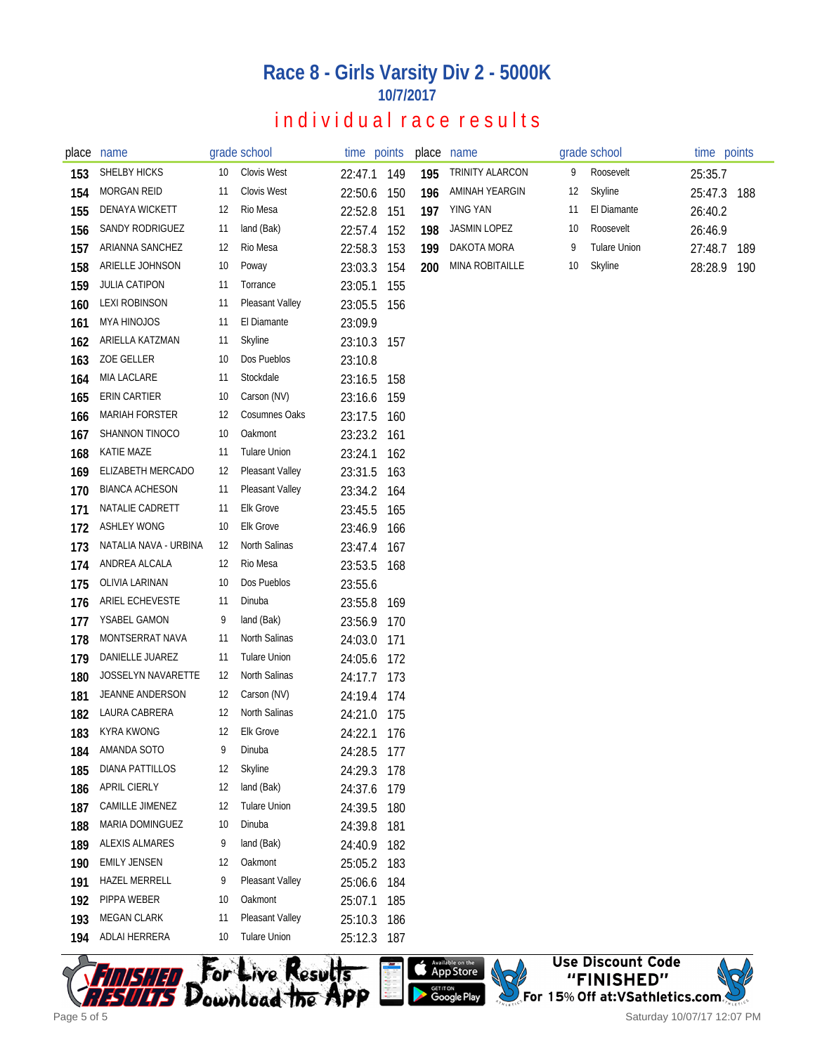# Race 8 - Girls Varsity Div 2 - 5000K

## 10/7/2017

## individual race results

| place | name | grade | school | time | points |
|---|---|---|---|---|---|
| 153 | SHELBY HICKS | 10 | Clovis West | 22:47.1 | 149 |
| 154 | MORGAN REID | 11 | Clovis West | 22:50.6 | 150 |
| 155 | DENAYA WICKETT | 12 | Rio Mesa | 22:52.8 | 151 |
| 156 | SANDY RODRIGUEZ | 11 | land (Bak) | 22:57.4 | 152 |
| 157 | ARIANNA SANCHEZ | 12 | Rio Mesa | 22:58.3 | 153 |
| 158 | ARIELLE JOHNSON | 10 | Poway | 23:03.3 | 154 |
| 159 | JULIA CATIPON | 11 | Torrance | 23:05.1 | 155 |
| 160 | LEXI ROBINSON | 11 | Pleasant Valley | 23:05.5 | 156 |
| 161 | MYA HINOJOS | 11 | El Diamante | 23:09.9 | |
| 162 | ARIELLA KATZMAN | 11 | Skyline | 23:10.3 | 157 |
| 163 | ZOE GELLER | 10 | Dos Pueblos | 23:10.8 | |
| 164 | MIA LACLARE | 11 | Stockdale | 23:16.5 | 158 |
| 165 | ERIN CARTIER | 10 | Carson (NV) | 23:16.6 | 159 |
| 166 | MARIAH FORSTER | 12 | Cosumnes Oaks | 23:17.5 | 160 |
| 167 | SHANNON TINOCO | 10 | Oakmont | 23:23.2 | 161 |
| 168 | KATIE MAZE | 11 | Tulare Union | 23:24.1 | 162 |
| 169 | ELIZABETH MERCADO | 12 | Pleasant Valley | 23:31.5 | 163 |
| 170 | BIANCA ACHESON | 11 | Pleasant Valley | 23:34.2 | 164 |
| 171 | NATALIE CADRETT | 11 | Elk Grove | 23:45.5 | 165 |
| 172 | ASHLEY WONG | 10 | Elk Grove | 23:46.9 | 166 |
| 173 | NATALIA NAVA - URBINA | 12 | North Salinas | 23:47.4 | 167 |
| 174 | ANDREA ALCALA | 12 | Rio Mesa | 23:53.5 | 168 |
| 175 | OLIVIA LARINAN | 10 | Dos Pueblos | 23:55.6 | |
| 176 | ARIEL ECHEVESTE | 11 | Dinuba | 23:55.8 | 169 |
| 177 | YSABEL GAMON | 9 | land (Bak) | 23:56.9 | 170 |
| 178 | MONTSERRAT NAVA | 11 | North Salinas | 24:03.0 | 171 |
| 179 | DANIELLE JUAREZ | 11 | Tulare Union | 24:05.6 | 172 |
| 180 | JOSSELYN NAVARETTE | 12 | North Salinas | 24:17.7 | 173 |
| 181 | JEANNE ANDERSON | 12 | Carson (NV) | 24:19.4 | 174 |
| 182 | LAURA CABRERA | 12 | North Salinas | 24:21.0 | 175 |
| 183 | KYRA KWONG | 12 | Elk Grove | 24:22.1 | 176 |
| 184 | AMANDA SOTO | 9 | Dinuba | 24:28.5 | 177 |
| 185 | DIANA PATTILLOS | 12 | Skyline | 24:29.3 | 178 |
| 186 | APRIL CIERLY | 12 | land (Bak) | 24:37.6 | 179 |
| 187 | CAMILLE JIMENEZ | 12 | Tulare Union | 24:39.5 | 180 |
| 188 | MARIA DOMINGUEZ | 10 | Dinuba | 24:39.8 | 181 |
| 189 | ALEXIS ALMARES | 9 | land (Bak) | 24:40.9 | 182 |
| 190 | EMILY JENSEN | 12 | Oakmont | 25:05.2 | 183 |
| 191 | HAZEL MERRELL | 9 | Pleasant Valley | 25:06.6 | 184 |
| 192 | PIPPA WEBER | 10 | Oakmont | 25:07.1 | 185 |
| 193 | MEGAN CLARK | 11 | Pleasant Valley | 25:10.3 | 186 |
| 194 | ADLAI HERRERA | 10 | Tulare Union | 25:12.3 | 187 |
| 195 | TRINITY ALARCON | 9 | Roosevelt | 25:35.7 | |
| 196 | AMINAH YEARGIN | 12 | Skyline | 25:47.3 | 188 |
| 197 | YING YAN | 11 | El Diamante | 26:40.2 | |
| 198 | JASMIN LOPEZ | 10 | Roosevelt | 26:46.9 | |
| 199 | DAKOTA MORA | 9 | Tulare Union | 27:48.7 | 189 |
| 200 | MINA ROBITAILLE | 10 | Skyline | 28:28.9 | 190 |

Finished Results — For Live Results Download the App — Available on the App Store — Get it on Google Play

Use Discount Code "FINISHED" For 15% Off at: VSathletics.com

Saturday 10/07/17 12:07 PM